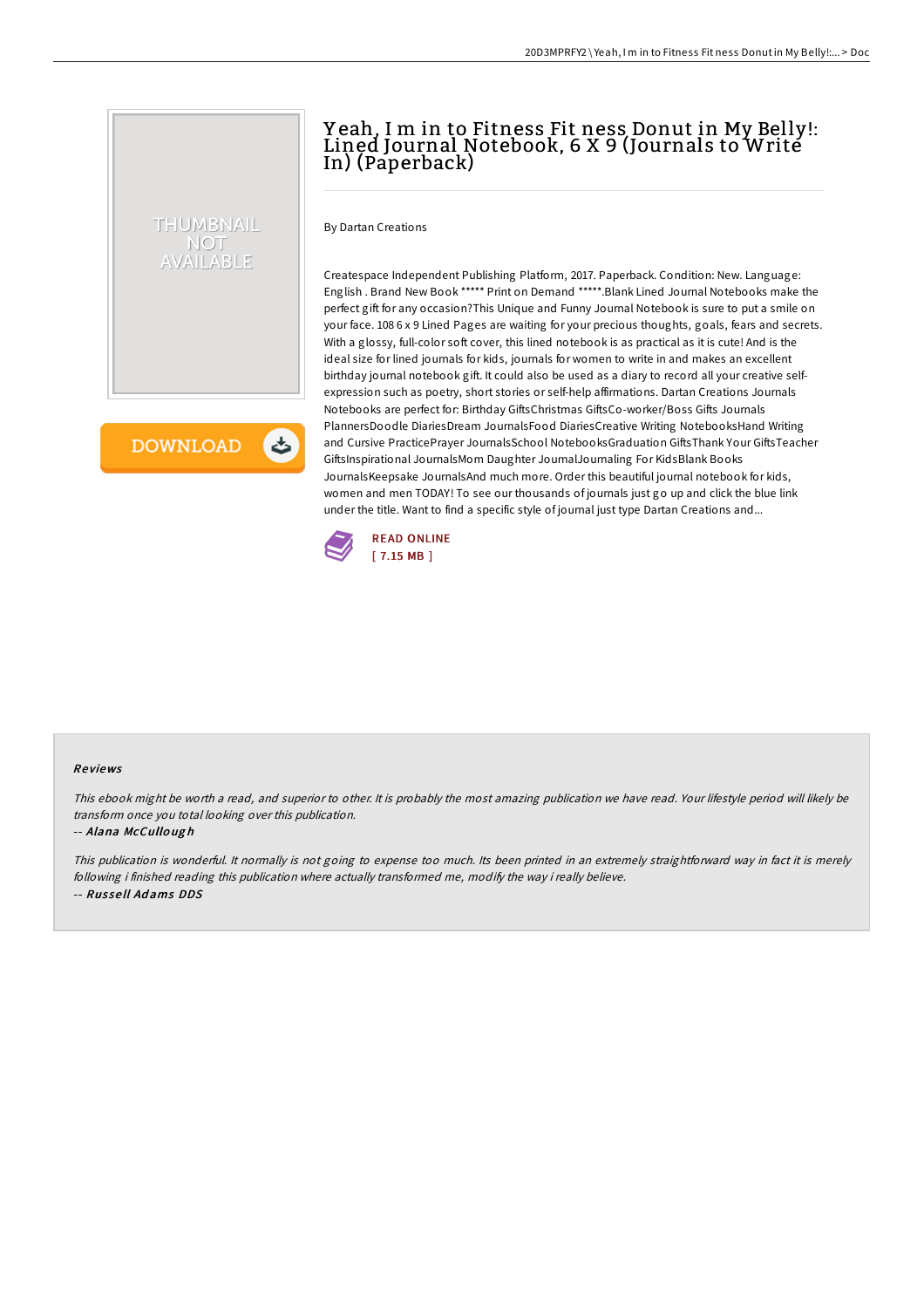# Yeah, I m in to Fitness Fit ness Donut in My Belly!: Lined Journal Notebook, 6 X 9 (Journals to Write In) (Paperback)

By Dartan Creations

Createspace Independent Publishing Platform, 2017. Paperback. Condition: New. Language: English . Brand New Book ***** Print on Demand *****.Blank Lined Journal Notebooks make the perfect gift for any occasion?This Unique and Funny Journal Notebook is sure to put a smile on your face. 108 6 x 9 Lined Pages are waiting for your precious thoughts, goals, fears and secrets. With a glossy, full-color soft cover, this lined notebook is as practical as it is cute! And is the ideal size for lined journals for kids, journals for women to write in and makes an excellent birthday journal notebook gift. It could also be used as a diary to record all your creative self-expression such as poetry, short stories or self-help affirmations. Dartan Creations Journals Notebooks are perfect for: Birthday GiftsChristmas GiftsCo-worker/Boss Gifts Journals PlannersDoodle DiariesDream JournalsFood DiariesCreative Writing NotebooksHand Writing and Cursive PracticePrayer JournalsSchool NotebooksGraduation GiftsThank Your GiftsTeacher GiftsInspirational JournalsMom Daughter JournalJournaling For KidsBlank Books JournalsKeepsake JournalsAnd much more. Order this beautiful journal notebook for kids, women and men TODAY! To see our thousands of journals just go up and click the blue link under the title. Want to find a specific style of journal just type Dartan Creations and...

READ ONLINE
[ 7.15 MB ]

## Reviews

*This ebook might be worth a read, and superior to other. It is probably the most amazing publication we have read. Your lifestyle period will likely be transform once you total looking over this publication.*

-- *Alana McCullough*

*This publication is wonderful. It normally is not going to expense too much. Its been printed in an extremely straightforward way in fact it is merely following i finished reading this publication where actually transformed me, modify the way i really believe.*

-- *Russell Adams DDS*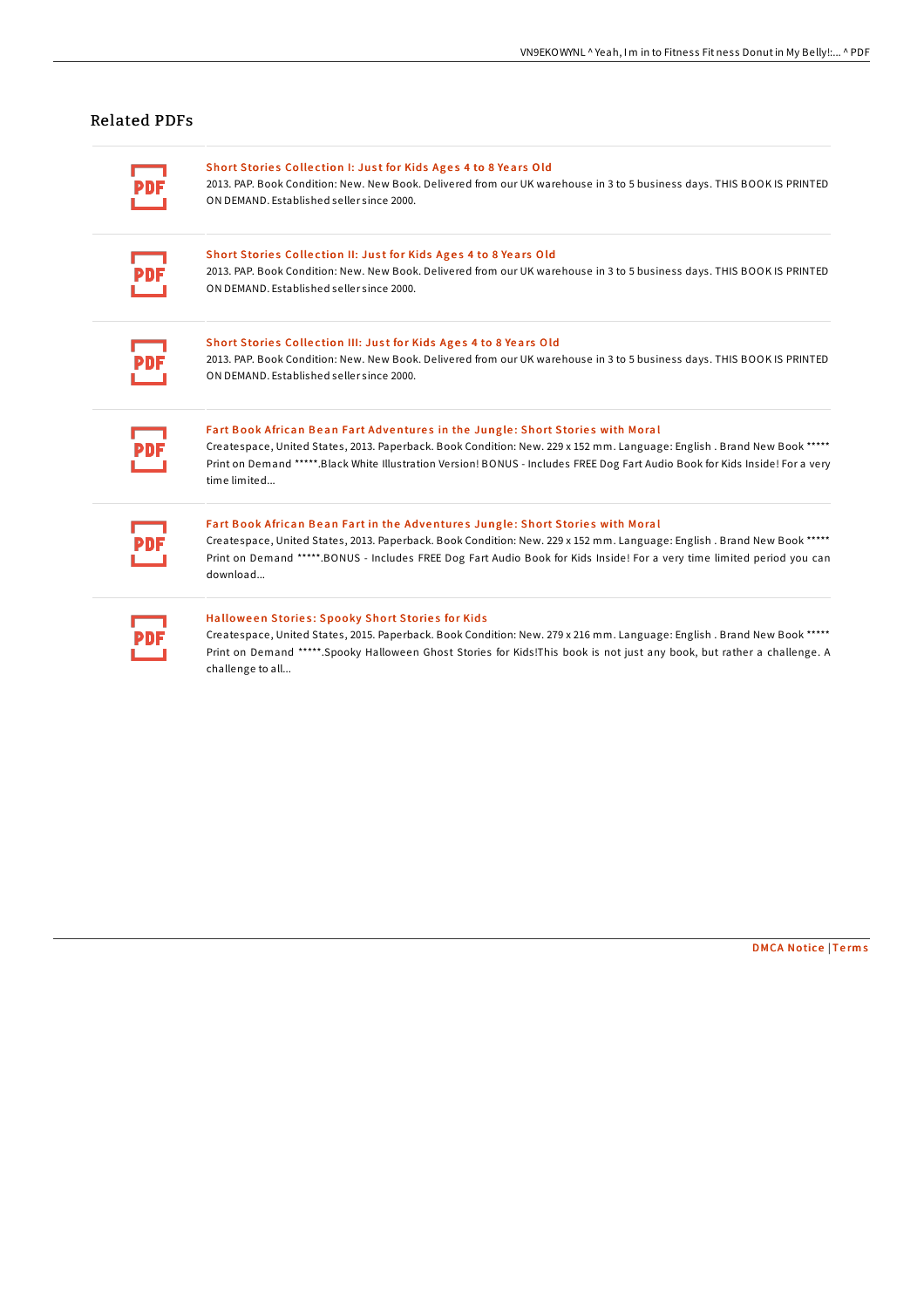## Related PDFs

**Short Stories Collection I: Just for Kids Ages 4 to 8 Years Old**
2013. PAP. Book Condition: New. New Book. Delivered from our UK warehouse in 3 to 5 business days. THIS BOOK IS PRINTED ON DEMAND. Established seller since 2000.

**Short Stories Collection II: Just for Kids Ages 4 to 8 Years Old**
2013. PAP. Book Condition: New. New Book. Delivered from our UK warehouse in 3 to 5 business days. THIS BOOK IS PRINTED ON DEMAND. Established seller since 2000.

**Short Stories Collection III: Just for Kids Ages 4 to 8 Years Old**
2013. PAP. Book Condition: New. New Book. Delivered from our UK warehouse in 3 to 5 business days. THIS BOOK IS PRINTED ON DEMAND. Established seller since 2000.

**Fart Book African Bean Fart Adventures in the Jungle: Short Stories with Moral**
Createspace, United States, 2013. Paperback. Book Condition: New. 229 x 152 mm. Language: English . Brand New Book ***** Print on Demand *****.Black White Illustration Version! BONUS - Includes FREE Dog Fart Audio Book for Kids Inside! For a very time limited...

**Fart Book African Bean Fart in the Adventures Jungle: Short Stories with Moral**
Createspace, United States, 2013. Paperback. Book Condition: New. 229 x 152 mm. Language: English . Brand New Book ***** Print on Demand *****.BONUS - Includes FREE Dog Fart Audio Book for Kids Inside! For a very time limited period you can download...

**Halloween Stories: Spooky Short Stories for Kids**
Createspace, United States, 2015. Paperback. Book Condition: New. 279 x 216 mm. Language: English . Brand New Book ***** Print on Demand *****.Spooky Halloween Ghost Stories for Kids!This book is not just any book, but rather a challenge. A challenge to all...